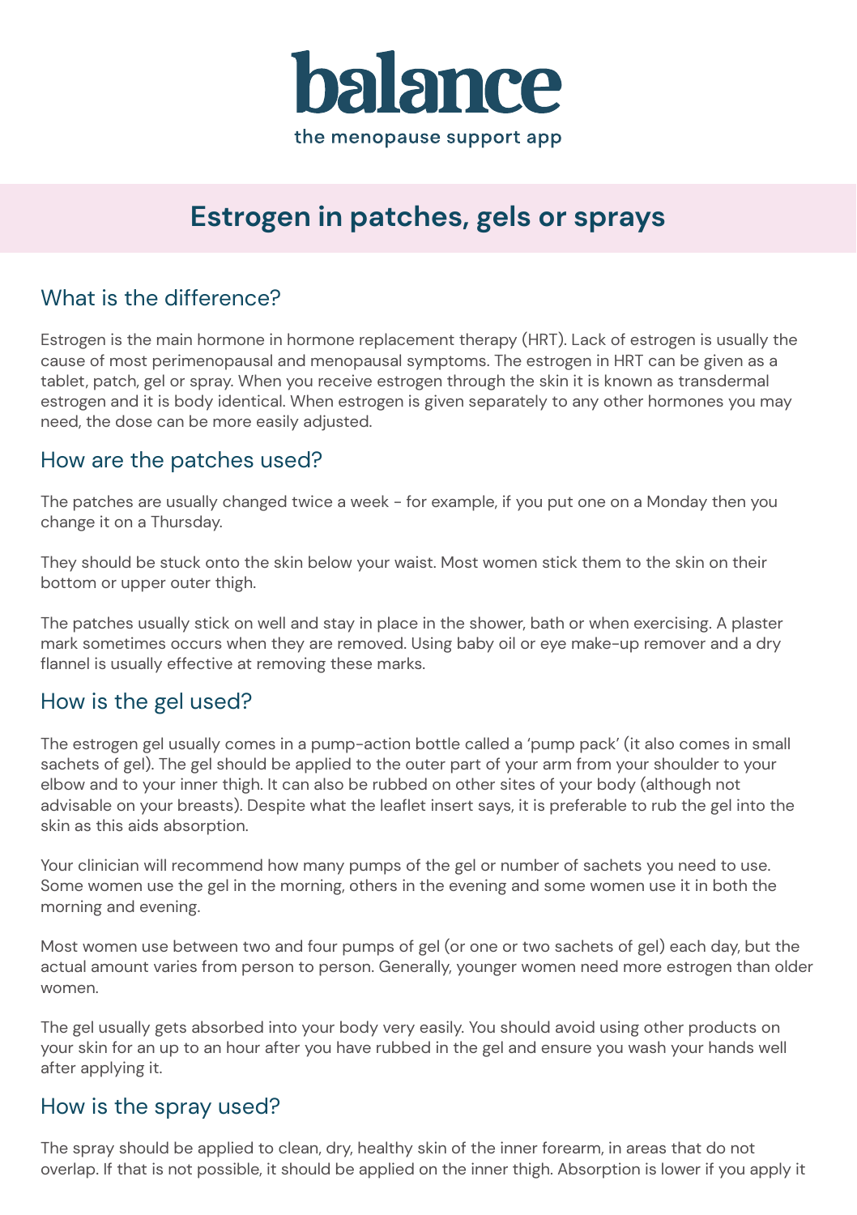# balance

the menopause support app

## Estrogen in patches, gels or sprays

### What is the difference?

Estrogen is the main hormone in hormone replacement therapy (HRT). Lack of estrogen is usually the cause of most perimenopausal and menopausal symptoms. The estrogen in HRT can be given as a tablet, patch, gel or spray. When you receive estrogen through the skin it is known as transdermal estrogen and it is body identical. When estrogen is given separately to any other hormones you may need, the dose can be more easily adjusted.

### How are the patches used?

The patches are usually changed twice a week - for example, if you put one on a Monday then you change it on a Thursday.

They should be stuck onto the skin below your waist. Most women stick them to the skin on their bottom or upper outer thigh.

The patches usually stick on well and stay in place in the shower, bath or when exercising. A plaster mark sometimes occurs when they are removed. Using baby oil or eye make-up remover and a dry flannel is usually effective at removing these marks.

### How is the gel used?

The estrogen gel usually comes in a pump-action bottle called a 'pump pack' (it also comes in small sachets of gel). The gel should be applied to the outer part of your arm from your shoulder to your elbow and to your inner thigh. It can also be rubbed on other sites of your body (although not advisable on your breasts). Despite what the leaflet insert says, it is preferable to rub the gel into the skin as this aids absorption.

Your clinician will recommend how many pumps of the gel or number of sachets you need to use. Some women use the gel in the morning, others in the evening and some women use it in both the morning and evening.

Most women use between two and four pumps of gel (or one or two sachets of gel) each day, but the actual amount varies from person to person. Generally, younger women need more estrogen than older women.

The gel usually gets absorbed into your body very easily. You should avoid using other products on your skin for an up to an hour after you have rubbed in the gel and ensure you wash your hands well after applying it.

### How is the spray used?

The spray should be applied to clean, dry, healthy skin of the inner forearm, in areas that do not overlap. If that is not possible, it should be applied on the inner thigh. Absorption is lower if you apply it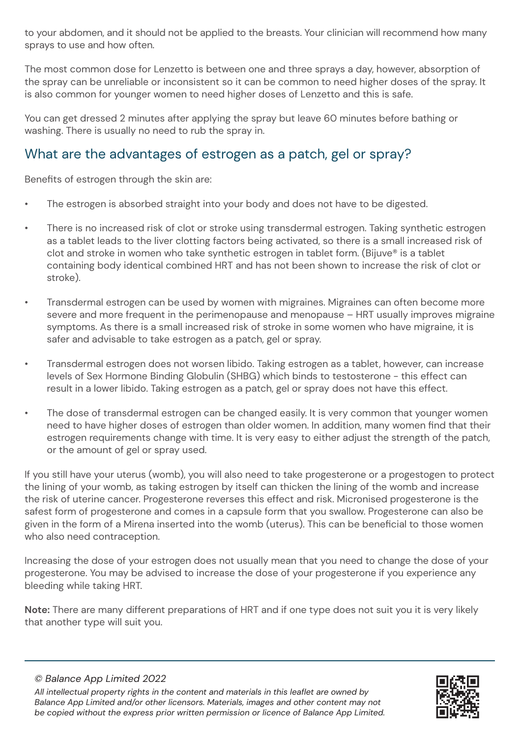to your abdomen, and it should not be applied to the breasts. Your clinician will recommend how many sprays to use and how often.

The most common dose for Lenzetto is between one and three sprays a day, however, absorption of the spray can be unreliable or inconsistent so it can be common to need higher doses of the spray. It is also common for younger women to need higher doses of Lenzetto and this is safe.

You can get dressed 2 minutes after applying the spray but leave 60 minutes before bathing or washing. There is usually no need to rub the spray in.

## What are the advantages of estrogen as a patch, gel or spray?

Benefits of estrogen through the skin are:

- The estrogen is absorbed straight into your body and does not have to be digested.
- There is no increased risk of clot or stroke using transdermal estrogen. Taking synthetic estrogen as a tablet leads to the liver clotting factors being activated, so there is a small increased risk of clot and stroke in women who take synthetic estrogen in tablet form. (Bijuve® is a tablet containing body identical combined HRT and has not been shown to increase the risk of clot or stroke).
- Transdermal estrogen can be used by women with migraines. Migraines can often become more severe and more frequent in the perimenopause and menopause – HRT usually improves migraine symptoms. As there is a small increased risk of stroke in some women who have migraine, it is safer and advisable to take estrogen as a patch, gel or spray.
- Transdermal estrogen does not worsen libido. Taking estrogen as a tablet, however, can increase levels of Sex Hormone Binding Globulin (SHBG) which binds to testosterone - this effect can result in a lower libido. Taking estrogen as a patch, gel or spray does not have this effect.
- The dose of transdermal estrogen can be changed easily. It is very common that younger women need to have higher doses of estrogen than older women. In addition, many women find that their estrogen requirements change with time. It is very easy to either adjust the strength of the patch, or the amount of gel or spray used.

If you still have your uterus (womb), you will also need to take progesterone or a progestogen to protect the lining of your womb, as taking estrogen by itself can thicken the lining of the womb and increase the risk of uterine cancer. Progesterone reverses this effect and risk. Micronised progesterone is the safest form of progesterone and comes in a capsule form that you swallow. Progesterone can also be given in the form of a Mirena inserted into the womb (uterus). This can be beneficial to those women who also need contraception.

Increasing the dose of your estrogen does not usually mean that you need to change the dose of your progesterone. You may be advised to increase the dose of your progesterone if you experience any bleeding while taking HRT.

**Note:** There are many different preparations of HRT and if one type does not suit you it is very likely that another type will suit you.

*© Balance App Limited 2022*

*All intellectual property rights in the content and materials in this leaflet are owned by Balance App Limited and/or other licensors. Materials, images and other content may not be copied without the express prior written permission or licence of Balance App Limited.*